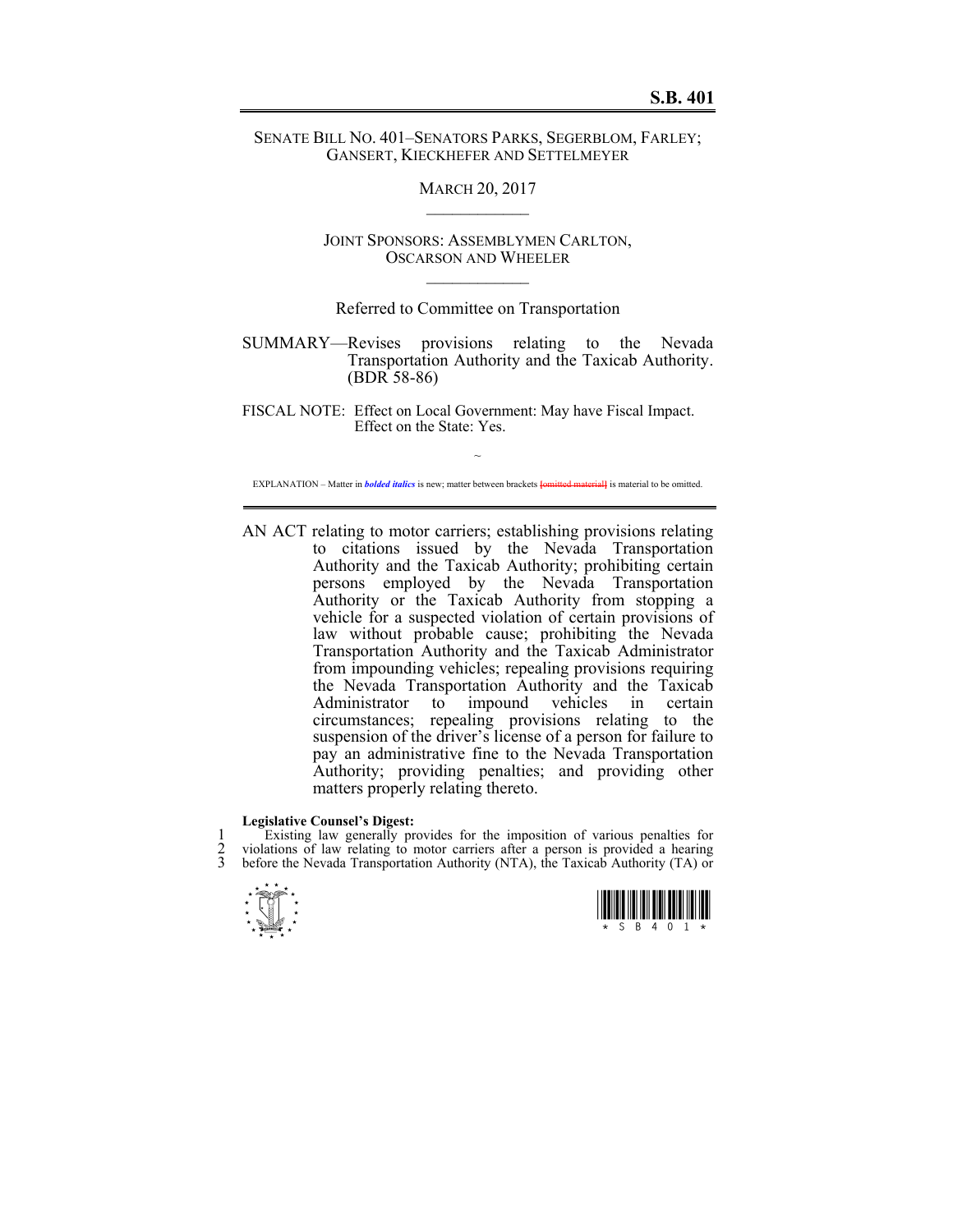# S.B. 401

SENATE BILL NO. 401–SENATORS PARKS, SEGERBLOM, FARLEY; GANSERT, KIECKHEFER AND SETTELMEYER

MARCH 20, 2017

---

JOINT SPONSORS: ASSEMBLYMEN CARLTON, OSCARSON AND WHEELER

---

Referred to Committee on Transportation

SUMMARY—Revises provisions relating to the Nevada Transportation Authority and the Taxicab Authority. (BDR 58-86)

FISCAL NOTE: Effect on Local Government: May have Fiscal Impact.
Effect on the State: Yes.

~

EXPLANATION – Matter in ***bolded italics*** is new; matter between brackets [omitted material] is material to be omitted.

---

AN ACT relating to motor carriers; establishing provisions relating to citations issued by the Nevada Transportation Authority and the Taxicab Authority; prohibiting certain persons employed by the Nevada Transportation Authority or the Taxicab Authority from stopping a vehicle for a suspected violation of certain provisions of law without probable cause; prohibiting the Nevada Transportation Authority and the Taxicab Administrator from impounding vehicles; repealing provisions requiring the Nevada Transportation Authority and the Taxicab Administrator to impound vehicles in certain circumstances; repealing provisions relating to the suspension of the driver's license of a person for failure to pay an administrative fine to the Nevada Transportation Authority; providing penalties; and providing other matters properly relating thereto.

**Legislative Counsel's Digest:**

1 Existing law generally provides for the imposition of various penalties for
2 violations of law relating to motor carriers after a person is provided a hearing
3 before the Nevada Transportation Authority (NTA), the Taxicab Authority (TA) or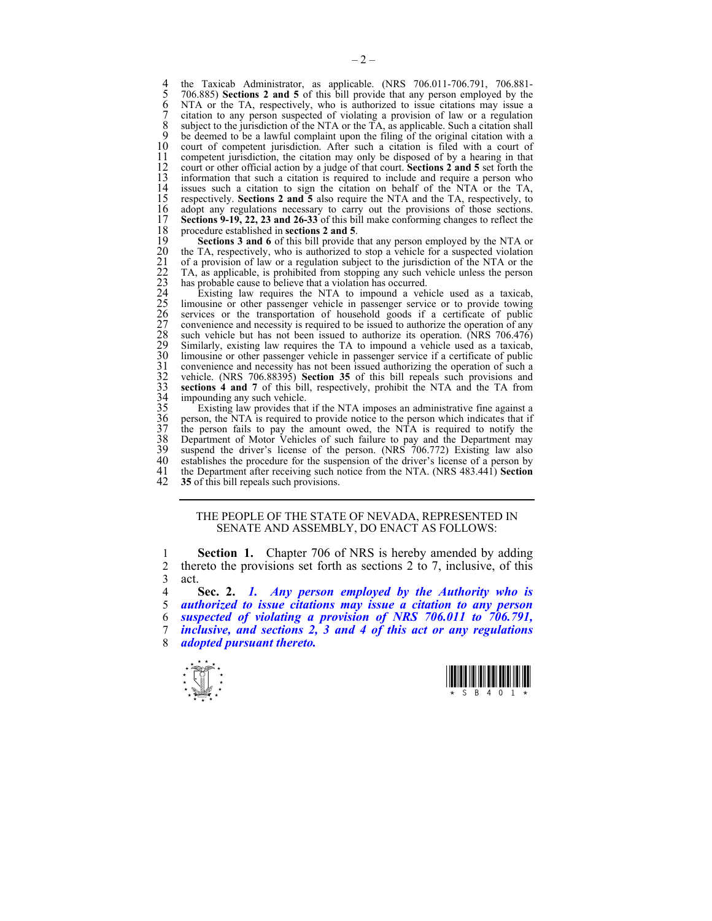the Taxicab Administrator, as applicable. (NRS 706.011-706.791, 706.881-706.885) **Sections 2 and 5** of this bill provide that any person employed by the NTA or the TA, respectively, who is authorized to issue citations may issue a citation to any person suspected of violating a provision of law or a regulation subject to the jurisdiction of the NTA or the TA, as applicable. Such a citation shall be deemed to be a lawful complaint upon the filing of the original citation with a court of competent jurisdiction. After such a citation is filed with a court of competent jurisdiction, the citation may only be disposed of by a hearing in that court or other official action by a judge of that court. **Sections 2 and 5** set forth the information that such a citation is required to include and require a person who issues such a citation to sign the citation on behalf of the NTA or the TA, respectively. **Sections 2 and 5** also require the NTA and the TA, respectively, to adopt any regulations necessary to carry out the provisions of those sections. **Sections 9-19, 22, 23 and 26-33** of this bill make conforming changes to reflect the procedure established in **sections 2 and 5**.

**Sections 3 and 6** of this bill provide that any person employed by the NTA or the TA, respectively, who is authorized to stop a vehicle for a suspected violation of a provision of law or a regulation subject to the jurisdiction of the NTA or the TA, as applicable, is prohibited from stopping any such vehicle unless the person has probable cause to believe that a violation has occurred.

Existing law requires the NTA to impound a vehicle used as a taxicab, limousine or other passenger vehicle in passenger service or to provide towing services or the transportation of household goods if a certificate of public convenience and necessity is required to be issued to authorize the operation of any such vehicle but has not been issued to authorize its operation. (NRS 706.476) Similarly, existing law requires the TA to impound a vehicle used as a taxicab, limousine or other passenger vehicle in passenger service if a certificate of public convenience and necessity has not been issued authorizing the operation of such a vehicle. (NRS 706.88395) **Section 35** of this bill repeals such provisions and **sections 4 and 7** of this bill, respectively, prohibit the NTA and the TA from impounding any such vehicle.

Existing law provides that if the NTA imposes an administrative fine against a person, the NTA is required to provide notice to the person which indicates that if the person fails to pay the amount owed, the NTA is required to notify the Department of Motor Vehicles of such failure to pay and the Department may suspend the driver's license of the person. (NRS 706.772) Existing law also establishes the procedure for the suspension of the driver's license of a person by the Department after receiving such notice from the NTA. (NRS 483.441) **Section 35** of this bill repeals such provisions.

---

THE PEOPLE OF THE STATE OF NEVADA, REPRESENTED IN SENATE AND ASSEMBLY, DO ENACT AS FOLLOWS:

**Section 1.** Chapter 706 of NRS is hereby amended by adding thereto the provisions set forth as sections 2 to 7, inclusive, of this act.

**Sec. 2.** ***1. Any person employed by the Authority who is authorized to issue citations may issue a citation to any person suspected of violating a provision of NRS 706.011 to 706.791, inclusive, and sections 2, 3 and 4 of this act or any regulations adopted pursuant thereto.***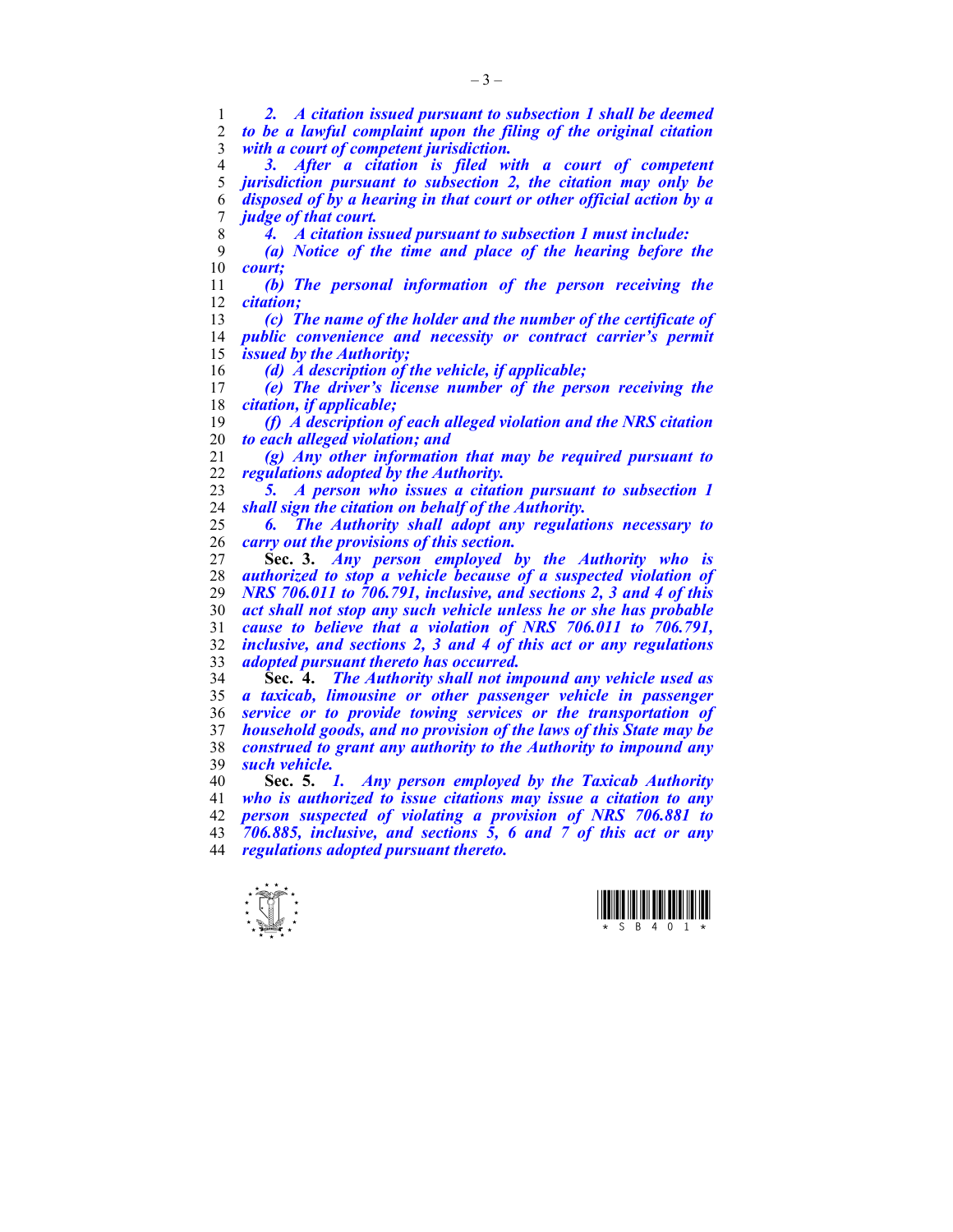*2. A citation issued pursuant to subsection 1 shall be deemed to be a lawful complaint upon the filing of the original citation with a court of competent jurisdiction.*

*3. After a citation is filed with a court of competent jurisdiction pursuant to subsection 2, the citation may only be disposed of by a hearing in that court or other official action by a judge of that court.*

*4. A citation issued pursuant to subsection 1 must include:*

*(a) Notice of the time and place of the hearing before the court;*

*(b) The personal information of the person receiving the citation;*

*(c) The name of the holder and the number of the certificate of public convenience and necessity or contract carrier's permit issued by the Authority;*

*(d) A description of the vehicle, if applicable;*

*(e) The driver's license number of the person receiving the citation, if applicable;*

*(f) A description of each alleged violation and the NRS citation to each alleged violation; and*

*(g) Any other information that may be required pursuant to regulations adopted by the Authority.*

*5. A person who issues a citation pursuant to subsection 1 shall sign the citation on behalf of the Authority.*

*6. The Authority shall adopt any regulations necessary to carry out the provisions of this section.*

**Sec. 3.** *Any person employed by the Authority who is authorized to stop a vehicle because of a suspected violation of NRS 706.011 to 706.791, inclusive, and sections 2, 3 and 4 of this act shall not stop any such vehicle unless he or she has probable cause to believe that a violation of NRS 706.011 to 706.791, inclusive, and sections 2, 3 and 4 of this act or any regulations adopted pursuant thereto has occurred.*

**Sec. 4.** *The Authority shall not impound any vehicle used as a taxicab, limousine or other passenger vehicle in passenger service or to provide towing services or the transportation of household goods, and no provision of the laws of this State may be construed to grant any authority to the Authority to impound any such vehicle.*

**Sec. 5.** *1. Any person employed by the Taxicab Authority who is authorized to issue citations may issue a citation to any person suspected of violating a provision of NRS 706.881 to 706.885, inclusive, and sections 5, 6 and 7 of this act or any regulations adopted pursuant thereto.*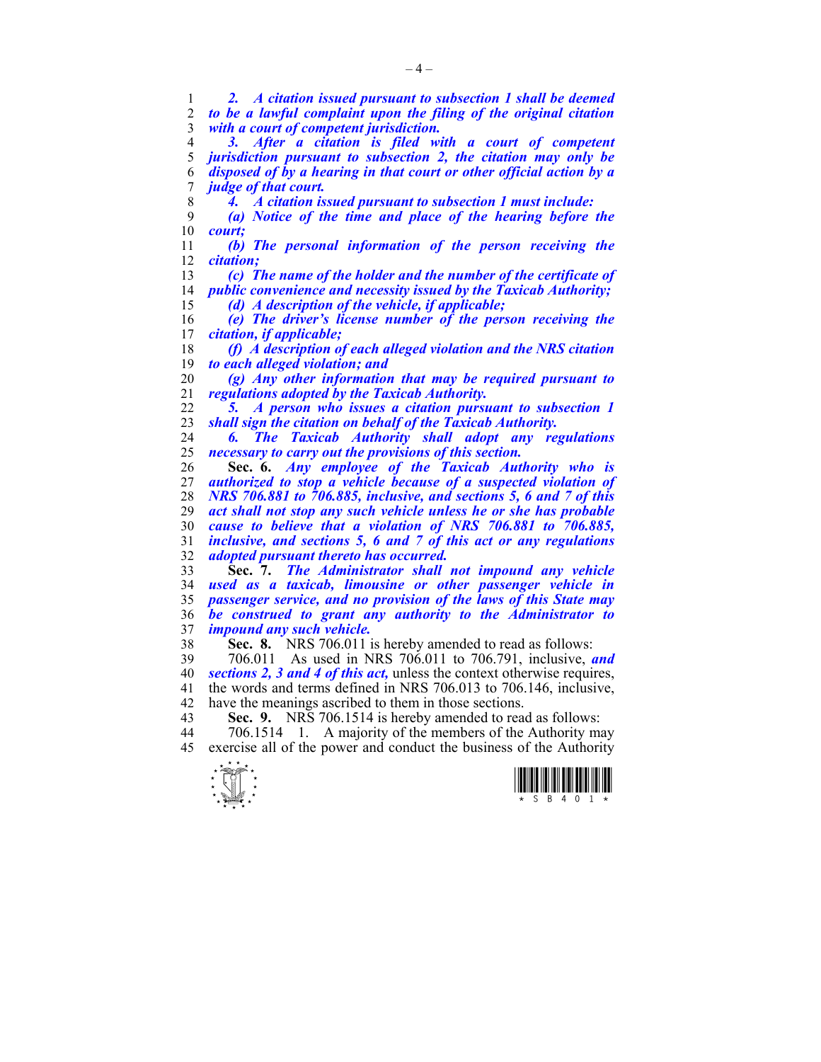***2. A citation issued pursuant to subsection 1 shall be deemed to be a lawful complaint upon the filing of the original citation with a court of competent jurisdiction.***

***3. After a citation is filed with a court of competent jurisdiction pursuant to subsection 2, the citation may only be disposed of by a hearing in that court or other official action by a judge of that court.***

***4. A citation issued pursuant to subsection 1 must include:***

***(a) Notice of the time and place of the hearing before the court;***

***(b) The personal information of the person receiving the citation;***

***(c) The name of the holder and the number of the certificate of public convenience and necessity issued by the Taxicab Authority;***

***(d) A description of the vehicle, if applicable;***

***(e) The driver's license number of the person receiving the citation, if applicable;***

***(f) A description of each alleged violation and the NRS citation to each alleged violation; and***

***(g) Any other information that may be required pursuant to regulations adopted by the Taxicab Authority.***

***5. A person who issues a citation pursuant to subsection 1 shall sign the citation on behalf of the Taxicab Authority.***

***6. The Taxicab Authority shall adopt any regulations necessary to carry out the provisions of this section.***

**Sec. 6.** ***Any employee of the Taxicab Authority who is authorized to stop a vehicle because of a suspected violation of NRS 706.881 to 706.885, inclusive, and sections 5, 6 and 7 of this act shall not stop any such vehicle unless he or she has probable cause to believe that a violation of NRS 706.881 to 706.885, inclusive, and sections 5, 6 and 7 of this act or any regulations adopted pursuant thereto has occurred.***

**Sec. 7.** ***The Administrator shall not impound any vehicle used as a taxicab, limousine or other passenger vehicle in passenger service, and no provision of the laws of this State may be construed to grant any authority to the Administrator to impound any such vehicle.***

**Sec. 8.** NRS 706.011 is hereby amended to read as follows:

706.011 As used in NRS 706.011 to 706.791, inclusive, ***and sections 2, 3 and 4 of this act,*** unless the context otherwise requires, the words and terms defined in NRS 706.013 to 706.146, inclusive, have the meanings ascribed to them in those sections.

**Sec. 9.** NRS 706.1514 is hereby amended to read as follows:

706.1514 1. A majority of the members of the Authority may exercise all of the power and conduct the business of the Authority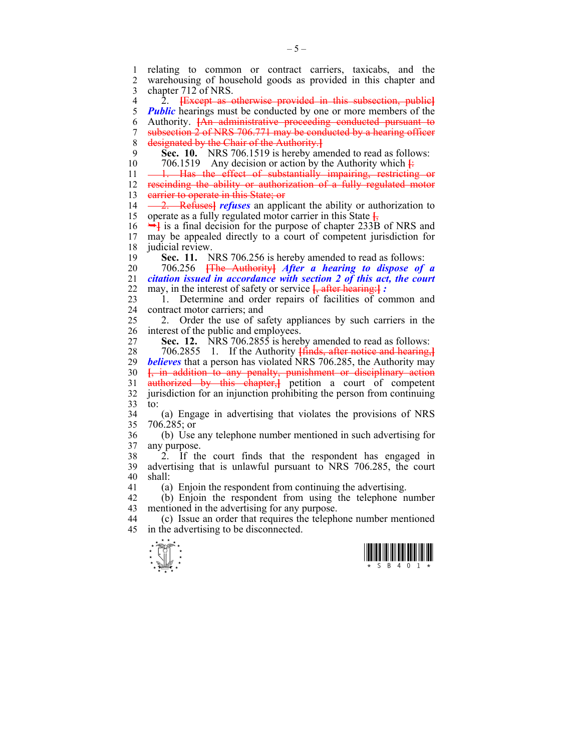relating to common or contract carriers, taxicabs, and the warehousing of household goods as provided in this chapter and chapter 712 of NRS.

2. ~~[Except as otherwise provided in this subsection, public]~~ ***Public*** hearings must be conducted by one or more members of the Authority. ~~[An administrative proceeding conducted pursuant to subsection 2 of NRS 706.771 may be conducted by a hearing officer designated by the Chair of the Authority.]~~

**Sec. 10.** NRS 706.1519 is hereby amended to read as follows:

706.1519 Any decision or action by the Authority which ~~[:~~

~~1. Has the effect of substantially impairing, restricting or rescinding the ability or authorization of a fully regulated motor carrier to operate in this State; or~~

~~2. Refuses]~~ ***refuses*** an applicant the ability or authorization to operate as a fully regulated motor carrier in this State ~~[,~~

~~➥]~~ is a final decision for the purpose of chapter 233B of NRS and may be appealed directly to a court of competent jurisdiction for judicial review.

**Sec. 11.** NRS 706.256 is hereby amended to read as follows:

706.256 ~~[The Authority]~~ ***After a hearing to dispose of a citation issued in accordance with section 2 of this act, the court*** may, in the interest of safety or service ~~[, after hearing:]~~ ***:***

1. Determine and order repairs of facilities of common and contract motor carriers; and

2. Order the use of safety appliances by such carriers in the interest of the public and employees.

**Sec. 12.** NRS 706.2855 is hereby amended to read as follows:

706.2855 1. If the Authority ~~[finds, after notice and hearing,]~~ ***believes*** that a person has violated NRS 706.285, the Authority may ~~[, in addition to any penalty, punishment or disciplinary action authorized by this chapter,]~~ petition a court of competent jurisdiction for an injunction prohibiting the person from continuing to:

(a) Engage in advertising that violates the provisions of NRS 706.285; or

(b) Use any telephone number mentioned in such advertising for any purpose.

2. If the court finds that the respondent has engaged in advertising that is unlawful pursuant to NRS 706.285, the court shall:

(a) Enjoin the respondent from continuing the advertising.

(b) Enjoin the respondent from using the telephone number mentioned in the advertising for any purpose.

(c) Issue an order that requires the telephone number mentioned in the advertising to be disconnected.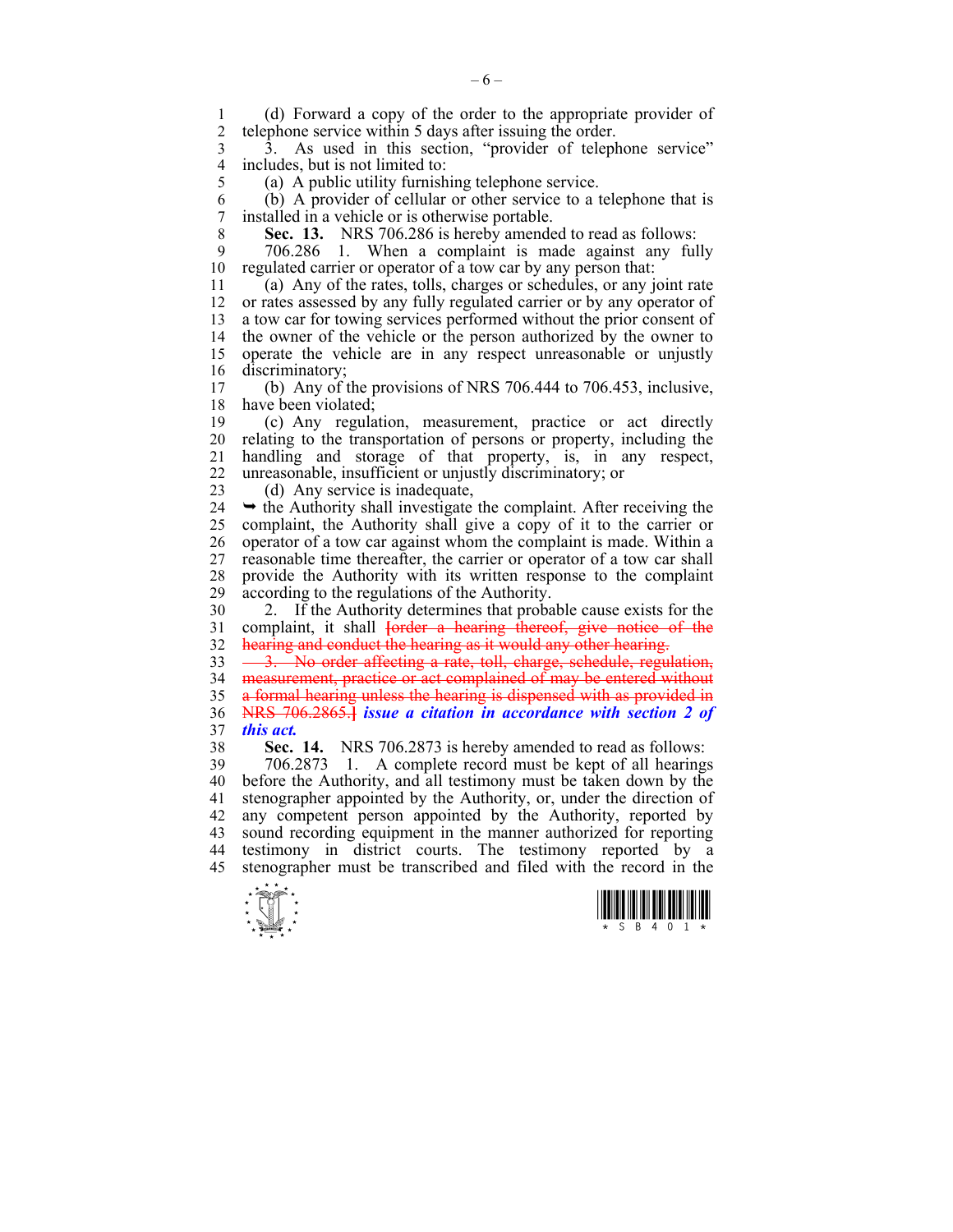(d) Forward a copy of the order to the appropriate provider of telephone service within 5 days after issuing the order.

3. As used in this section, "provider of telephone service" includes, but is not limited to:

(a) A public utility furnishing telephone service.

(b) A provider of cellular or other service to a telephone that is installed in a vehicle or is otherwise portable.

**Sec. 13.** NRS 706.286 is hereby amended to read as follows:

706.286 1. When a complaint is made against any fully regulated carrier or operator of a tow car by any person that:

(a) Any of the rates, tolls, charges or schedules, or any joint rate or rates assessed by any fully regulated carrier or by any operator of a tow car for towing services performed without the prior consent of the owner of the vehicle or the person authorized by the owner to operate the vehicle are in any respect unreasonable or unjustly discriminatory;

(b) Any of the provisions of NRS 706.444 to 706.453, inclusive, have been violated;

(c) Any regulation, measurement, practice or act directly relating to the transportation of persons or property, including the handling and storage of that property, is, in any respect, unreasonable, insufficient or unjustly discriminatory; or

(d) Any service is inadequate,

➥ the Authority shall investigate the complaint. After receiving the complaint, the Authority shall give a copy of it to the carrier or operator of a tow car against whom the complaint is made. Within a reasonable time thereafter, the carrier or operator of a tow car shall provide the Authority with its written response to the complaint according to the regulations of the Authority.

2. If the Authority determines that probable cause exists for the complaint, it shall ~~[order a hearing thereof, give notice of the hearing and conduct the hearing as it would any other hearing.~~

~~3. No order affecting a rate, toll, charge, schedule, regulation, measurement, practice or act complained of may be entered without a formal hearing unless the hearing is dispensed with as provided in NRS 706.2865.]~~ ***issue a citation in accordance with section 2 of this act.***

**Sec. 14.** NRS 706.2873 is hereby amended to read as follows:

706.2873 1. A complete record must be kept of all hearings before the Authority, and all testimony must be taken down by the stenographer appointed by the Authority, or, under the direction of any competent person appointed by the Authority, reported by sound recording equipment in the manner authorized for reporting testimony in district courts. The testimony reported by a stenographer must be transcribed and filed with the record in the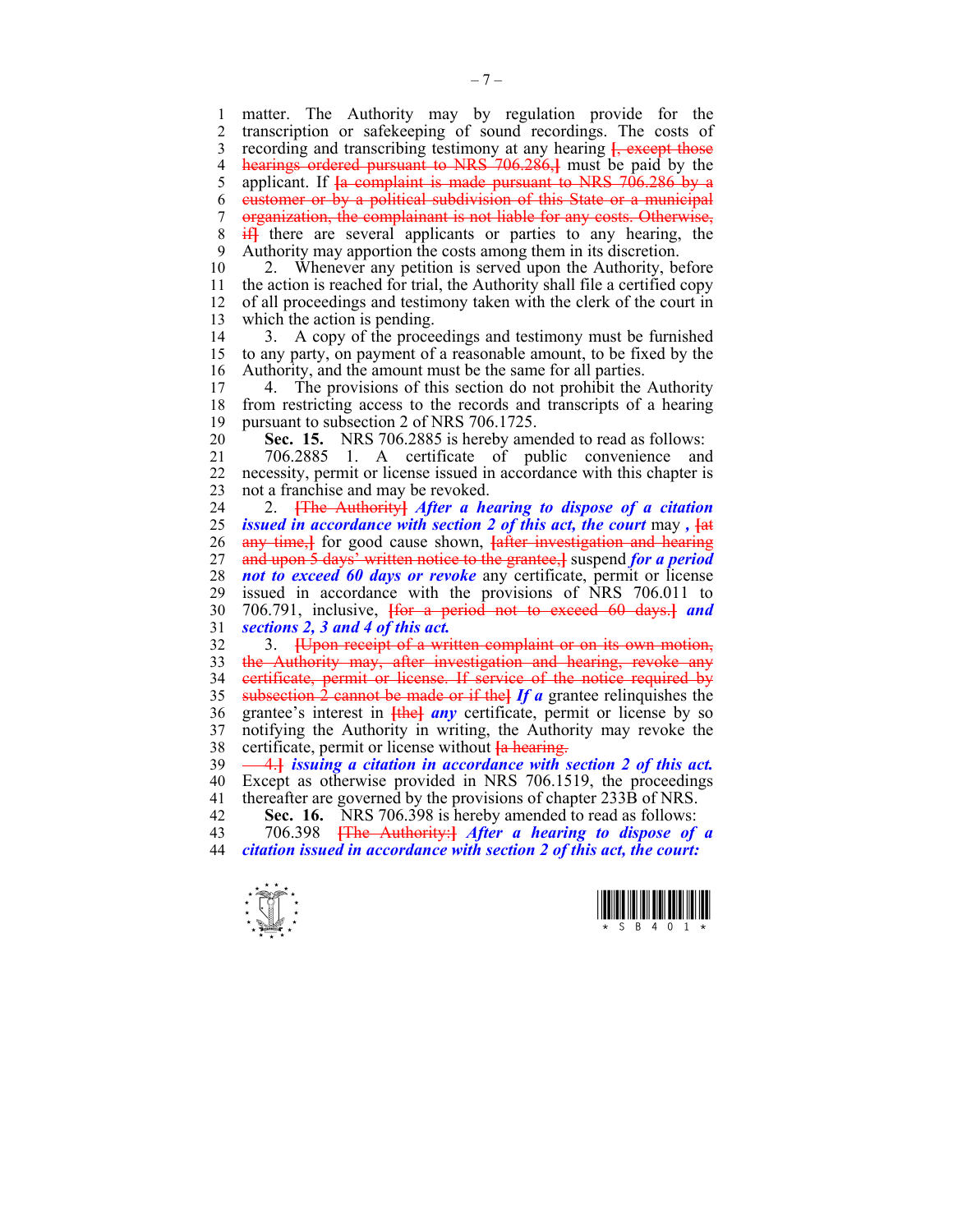matter. The Authority may by regulation provide for the transcription or safekeeping of sound recordings. The costs of recording and transcribing testimony at any hearing [, except those hearings ordered pursuant to NRS 706.286,] must be paid by the applicant. If [a complaint is made pursuant to NRS 706.286 by a customer or by a political subdivision of this State or a municipal organization, the complainant is not liable for any costs. Otherwise, if] there are several applicants or parties to any hearing, the Authority may apportion the costs among them in its discretion.

2. Whenever any petition is served upon the Authority, before the action is reached for trial, the Authority shall file a certified copy of all proceedings and testimony taken with the clerk of the court in which the action is pending.

3. A copy of the proceedings and testimony must be furnished to any party, on payment of a reasonable amount, to be fixed by the Authority, and the amount must be the same for all parties.

4. The provisions of this section do not prohibit the Authority from restricting access to the records and transcripts of a hearing pursuant to subsection 2 of NRS 706.1725.

**Sec. 15.** NRS 706.2885 is hereby amended to read as follows:

706.2885 1. A certificate of public convenience and necessity, permit or license issued in accordance with this chapter is not a franchise and may be revoked.

2. [The Authority] ***After a hearing to dispose of a citation issued in accordance with section 2 of this act, the court*** may ***,*** [at any time,] for good cause shown, [after investigation and hearing and upon 5 days' written notice to the grantee,] suspend ***for a period not to exceed 60 days or revoke*** any certificate, permit or license issued in accordance with the provisions of NRS 706.011 to 706.791, inclusive, [for a period not to exceed 60 days.] ***and sections 2, 3 and 4 of this act.***

3. [Upon receipt of a written complaint or on its own motion, the Authority may, after investigation and hearing, revoke any certificate, permit or license. If service of the notice required by subsection 2 cannot be made or if the] ***If a*** grantee relinquishes the grantee's interest in [the] ***any*** certificate, permit or license by so notifying the Authority in writing, the Authority may revoke the certificate, permit or license without [a hearing.

—4.] ***issuing a citation in accordance with section 2 of this act.*** Except as otherwise provided in NRS 706.1519, the proceedings thereafter are governed by the provisions of chapter 233B of NRS.

**Sec. 16.** NRS 706.398 is hereby amended to read as follows:

706.398 [The Authority:] ***After a hearing to dispose of a citation issued in accordance with section 2 of this act, the court:***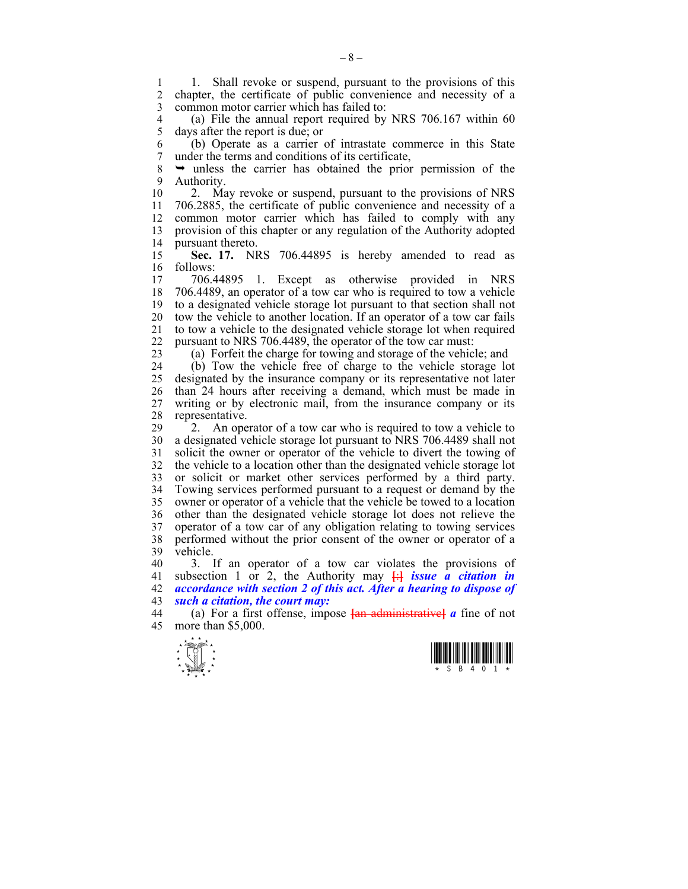1. Shall revoke or suspend, pursuant to the provisions of this chapter, the certificate of public convenience and necessity of a common motor carrier which has failed to:

(a) File the annual report required by NRS 706.167 within 60 days after the report is due; or

(b) Operate as a carrier of intrastate commerce in this State under the terms and conditions of its certificate,

➥ unless the carrier has obtained the prior permission of the Authority.

2. May revoke or suspend, pursuant to the provisions of NRS 706.2885, the certificate of public convenience and necessity of a common motor carrier which has failed to comply with any provision of this chapter or any regulation of the Authority adopted pursuant thereto.

**Sec. 17.** NRS 706.44895 is hereby amended to read as follows:

706.44895 1. Except as otherwise provided in NRS 706.4489, an operator of a tow car who is required to tow a vehicle to a designated vehicle storage lot pursuant to that section shall not tow the vehicle to another location. If an operator of a tow car fails to tow a vehicle to the designated vehicle storage lot when required pursuant to NRS 706.4489, the operator of the tow car must:

(a) Forfeit the charge for towing and storage of the vehicle; and

(b) Tow the vehicle free of charge to the vehicle storage lot designated by the insurance company or its representative not later than 24 hours after receiving a demand, which must be made in writing or by electronic mail, from the insurance company or its representative.

2. An operator of a tow car who is required to tow a vehicle to a designated vehicle storage lot pursuant to NRS 706.4489 shall not solicit the owner or operator of the vehicle to divert the towing of the vehicle to a location other than the designated vehicle storage lot or solicit or market other services performed by a third party. Towing services performed pursuant to a request or demand by the owner or operator of a vehicle that the vehicle be towed to a location other than the designated vehicle storage lot does not relieve the operator of a tow car of any obligation relating to towing services performed without the prior consent of the owner or operator of a vehicle.

3. If an operator of a tow car violates the provisions of subsection 1 or 2, the Authority may ~~[:]~~ ***issue a citation in accordance with section 2 of this act. After a hearing to dispose of such a citation, the court may:***

(a) For a first offense, impose ~~[an administrative]~~ ***a*** fine of not more than $5,000.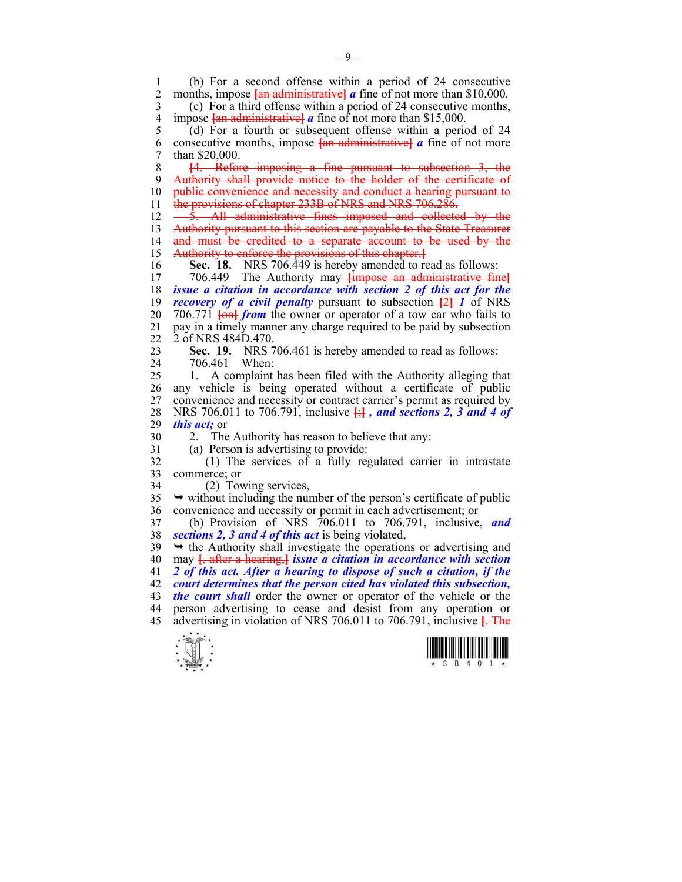(b) For a second offense within a period of 24 consecutive months, impose [an administrative] ***a*** fine of not more than $10,000.

(c) For a third offense within a period of 24 consecutive months, impose [an administrative] ***a*** fine of not more than $15,000.

(d) For a fourth or subsequent offense within a period of 24 consecutive months, impose [an administrative] ***a*** fine of not more than $20,000.

[4. Before imposing a fine pursuant to subsection 3, the Authority shall provide notice to the holder of the certificate of public convenience and necessity and conduct a hearing pursuant to the provisions of chapter 233B of NRS and NRS 706.286.

5. All administrative fines imposed and collected by the Authority pursuant to this section are payable to the State Treasurer and must be credited to a separate account to be used by the Authority to enforce the provisions of this chapter.]

**Sec. 18.** NRS 706.449 is hereby amended to read as follows:

706.449 The Authority may [impose an administrative fine] ***issue a citation in accordance with section 2 of this act for the recovery of a civil penalty*** pursuant to subsection [2] ***1*** of NRS 706.771 [on] ***from*** the owner or operator of a tow car who fails to pay in a timely manner any charge required to be paid by subsection 2 of NRS 484D.470.

**Sec. 19.** NRS 706.461 is hereby amended to read as follows:

706.461 When:

1. A complaint has been filed with the Authority alleging that any vehicle is being operated without a certificate of public convenience and necessity or contract carrier's permit as required by NRS 706.011 to 706.791, inclusive [;] ***, and sections 2, 3 and 4 of this act;*** or

2. The Authority has reason to believe that any:

(a) Person is advertising to provide:

(1) The services of a fully regulated carrier in intrastate commerce; or

(2) Towing services,

➥ without including the number of the person's certificate of public convenience and necessity or permit in each advertisement; or

(b) Provision of NRS 706.011 to 706.791, inclusive, ***and sections 2, 3 and 4 of this act*** is being violated,

➥ the Authority shall investigate the operations or advertising and may [, after a hearing,] ***issue a citation in accordance with section 2 of this act. After a hearing to dispose of such a citation, if the court determines that the person cited has violated this subsection, the court shall*** order the owner or operator of the vehicle or the person advertising to cease and desist from any operation or advertising in violation of NRS 706.011 to 706.791, inclusive [. The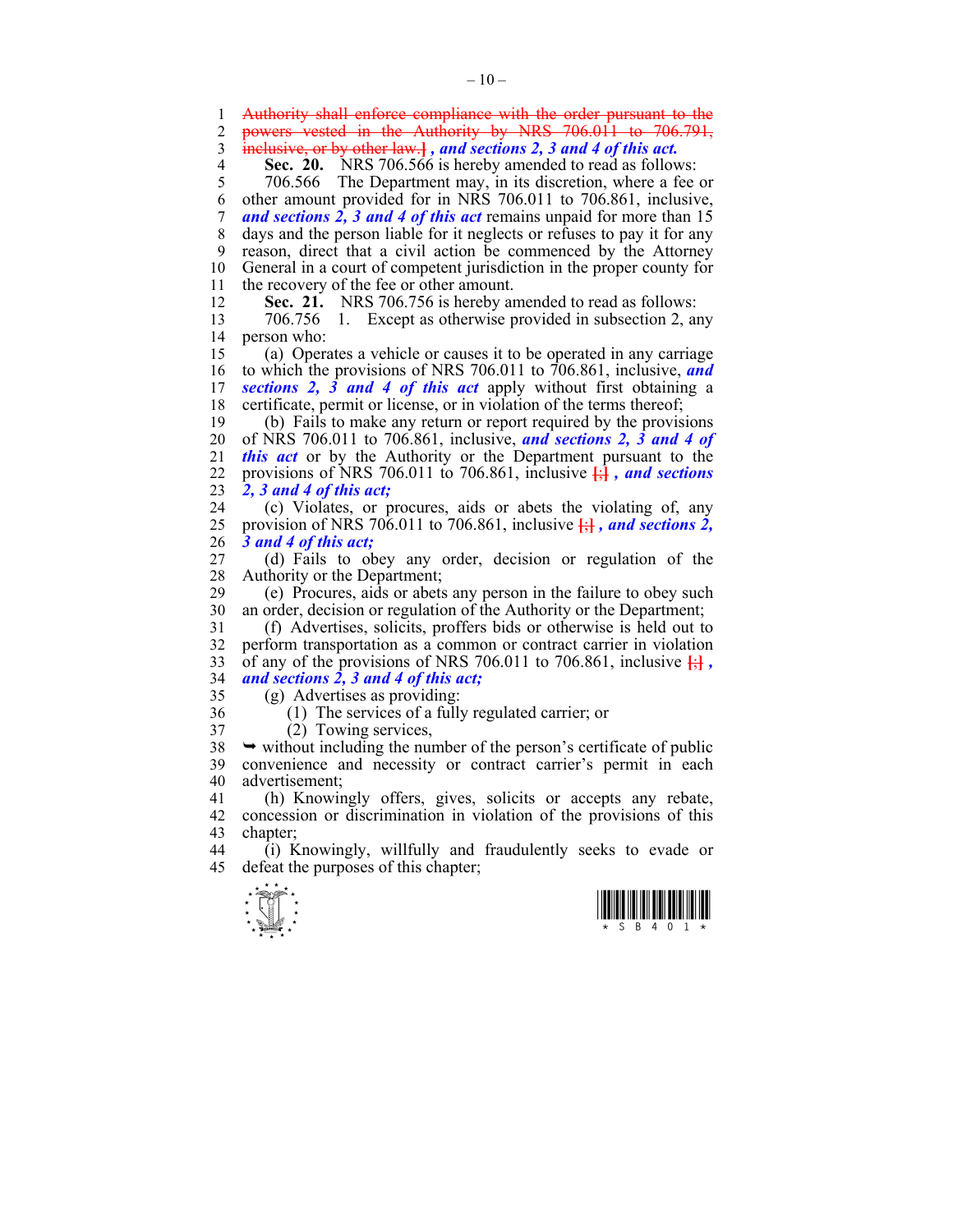~~Authority shall enforce compliance with the order pursuant to the powers vested in the Authority by NRS 706.011 to 706.791, inclusive, or by other law.]~~ ***, and sections 2, 3 and 4 of this act.***

**Sec. 20.** NRS 706.566 is hereby amended to read as follows:

706.566 The Department may, in its discretion, where a fee or other amount provided for in NRS 706.011 to 706.861, inclusive, ***and sections 2, 3 and 4 of this act*** remains unpaid for more than 15 days and the person liable for it neglects or refuses to pay it for any reason, direct that a civil action be commenced by the Attorney General in a court of competent jurisdiction in the proper county for the recovery of the fee or other amount.

**Sec. 21.** NRS 706.756 is hereby amended to read as follows:

706.756 1. Except as otherwise provided in subsection 2, any person who:

(a) Operates a vehicle or causes it to be operated in any carriage to which the provisions of NRS 706.011 to 706.861, inclusive, ***and sections 2, 3 and 4 of this act*** apply without first obtaining a certificate, permit or license, or in violation of the terms thereof;

(b) Fails to make any return or report required by the provisions of NRS 706.011 to 706.861, inclusive, ***and sections 2, 3 and 4 of this act*** or by the Authority or the Department pursuant to the provisions of NRS 706.011 to 706.861, inclusive ~~[;]~~ ***, and sections 2, 3 and 4 of this act;***

(c) Violates, or procures, aids or abets the violating of, any provision of NRS 706.011 to 706.861, inclusive ~~[;]~~ ***, and sections 2, 3 and 4 of this act;***

(d) Fails to obey any order, decision or regulation of the Authority or the Department;

(e) Procures, aids or abets any person in the failure to obey such an order, decision or regulation of the Authority or the Department;

(f) Advertises, solicits, proffers bids or otherwise is held out to perform transportation as a common or contract carrier in violation of any of the provisions of NRS 706.011 to 706.861, inclusive ~~[;]~~ ***, and sections 2, 3 and 4 of this act;***

(g) Advertises as providing:

(1) The services of a fully regulated carrier; or

(2) Towing services,

➥ without including the number of the person's certificate of public convenience and necessity or contract carrier's permit in each advertisement;

(h) Knowingly offers, gives, solicits or accepts any rebate, concession or discrimination in violation of the provisions of this chapter;

(i) Knowingly, willfully and fraudulently seeks to evade or defeat the purposes of this chapter;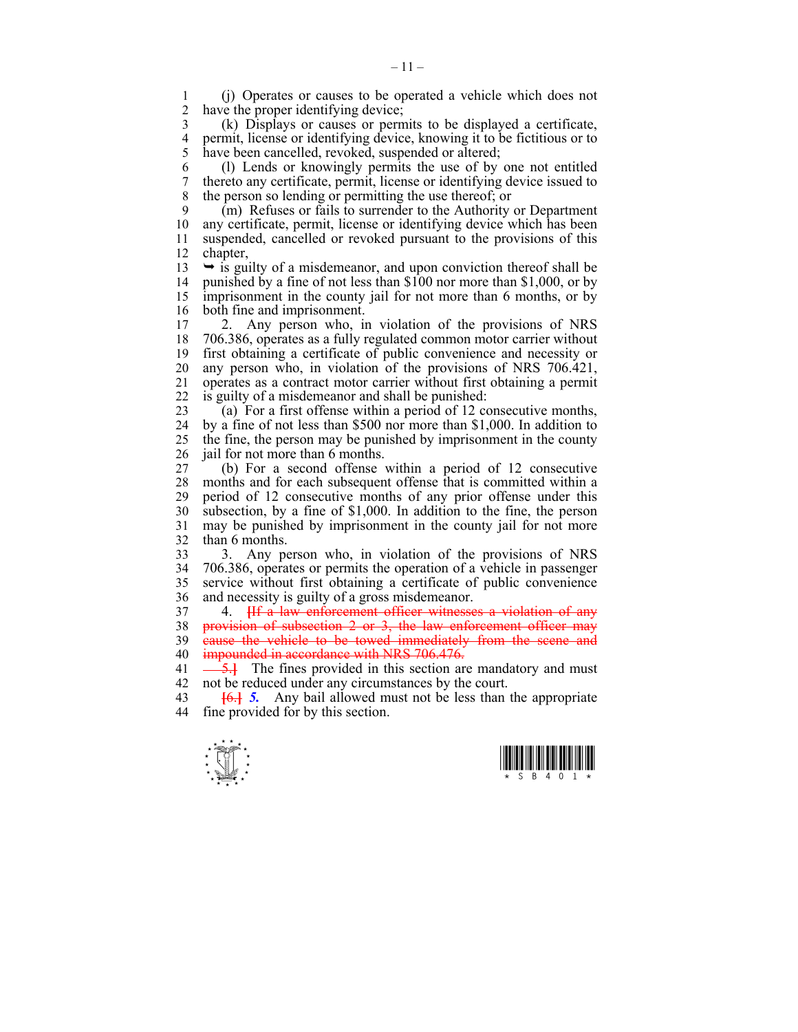(j) Operates or causes to be operated a vehicle which does not have the proper identifying device;

(k) Displays or causes or permits to be displayed a certificate, permit, license or identifying device, knowing it to be fictitious or to have been cancelled, revoked, suspended or altered;

(l) Lends or knowingly permits the use of by one not entitled thereto any certificate, permit, license or identifying device issued to the person so lending or permitting the use thereof; or

(m) Refuses or fails to surrender to the Authority or Department any certificate, permit, license or identifying device which has been suspended, cancelled or revoked pursuant to the provisions of this chapter,

➥ is guilty of a misdemeanor, and upon conviction thereof shall be punished by a fine of not less than $100 nor more than $1,000, or by imprisonment in the county jail for not more than 6 months, or by both fine and imprisonment.

2. Any person who, in violation of the provisions of NRS 706.386, operates as a fully regulated common motor carrier without first obtaining a certificate of public convenience and necessity or any person who, in violation of the provisions of NRS 706.421, operates as a contract motor carrier without first obtaining a permit is guilty of a misdemeanor and shall be punished:

(a) For a first offense within a period of 12 consecutive months, by a fine of not less than $500 nor more than $1,000. In addition to the fine, the person may be punished by imprisonment in the county jail for not more than 6 months.

(b) For a second offense within a period of 12 consecutive months and for each subsequent offense that is committed within a period of 12 consecutive months of any prior offense under this subsection, by a fine of $1,000. In addition to the fine, the person may be punished by imprisonment in the county jail for not more than 6 months.

3. Any person who, in violation of the provisions of NRS 706.386, operates or permits the operation of a vehicle in passenger service without first obtaining a certificate of public convenience and necessity is guilty of a gross misdemeanor.

4. ~~[If a law enforcement officer witnesses a violation of any provision of subsection 2 or 3, the law enforcement officer may cause the vehicle to be towed immediately from the scene and impounded in accordance with NRS 706.476.~~

~~5.]~~ The fines provided in this section are mandatory and must not be reduced under any circumstances by the court.

~~[6.]~~ ***5.*** Any bail allowed must not be less than the appropriate fine provided for by this section.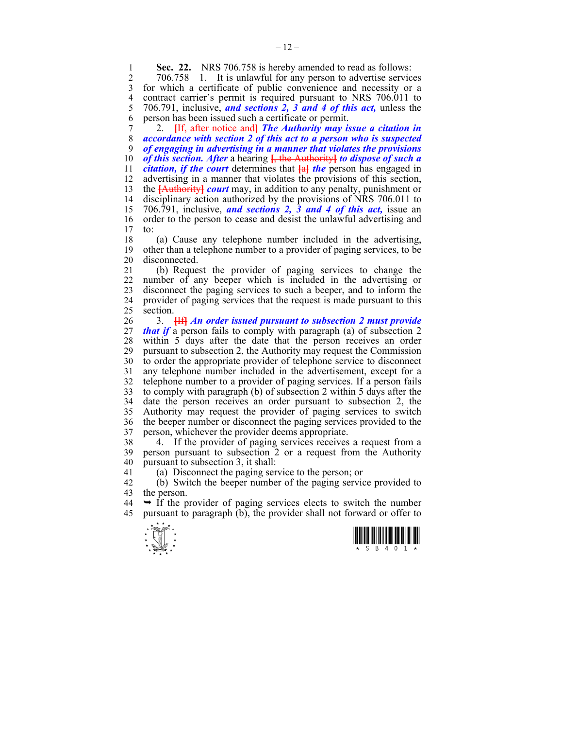**Sec. 22.** NRS 706.758 is hereby amended to read as follows:

706.758 1. It is unlawful for any person to advertise services for which a certificate of public convenience and necessity or a contract carrier's permit is required pursuant to NRS 706.011 to 706.791, inclusive, ***and sections 2, 3 and 4 of this act,*** unless the person has been issued such a certificate or permit.

2. [If, after notice and] ***The Authority may issue a citation in accordance with section 2 of this act to a person who is suspected of engaging in advertising in a manner that violates the provisions of this section. After*** a hearing [, the Authority] ***to dispose of such a citation, if the court*** determines that [a] ***the*** person has engaged in advertising in a manner that violates the provisions of this section, the [Authority] ***court*** may, in addition to any penalty, punishment or disciplinary action authorized by the provisions of NRS 706.011 to 706.791, inclusive, ***and sections 2, 3 and 4 of this act,*** issue an order to the person to cease and desist the unlawful advertising and to:

(a) Cause any telephone number included in the advertising, other than a telephone number to a provider of paging services, to be disconnected.

(b) Request the provider of paging services to change the number of any beeper which is included in the advertising or disconnect the paging services to such a beeper, and to inform the provider of paging services that the request is made pursuant to this section.

3. [If] ***An order issued pursuant to subsection 2 must provide that if*** a person fails to comply with paragraph (a) of subsection 2 within 5 days after the date that the person receives an order pursuant to subsection 2, the Authority may request the Commission to order the appropriate provider of telephone service to disconnect any telephone number included in the advertisement, except for a telephone number to a provider of paging services. If a person fails to comply with paragraph (b) of subsection 2 within 5 days after the date the person receives an order pursuant to subsection 2, the Authority may request the provider of paging services to switch the beeper number or disconnect the paging services provided to the person, whichever the provider deems appropriate.

4. If the provider of paging services receives a request from a person pursuant to subsection 2 or a request from the Authority pursuant to subsection 3, it shall:

(a) Disconnect the paging service to the person; or

(b) Switch the beeper number of the paging service provided to the person.

➥ If the provider of paging services elects to switch the number pursuant to paragraph (b), the provider shall not forward or offer to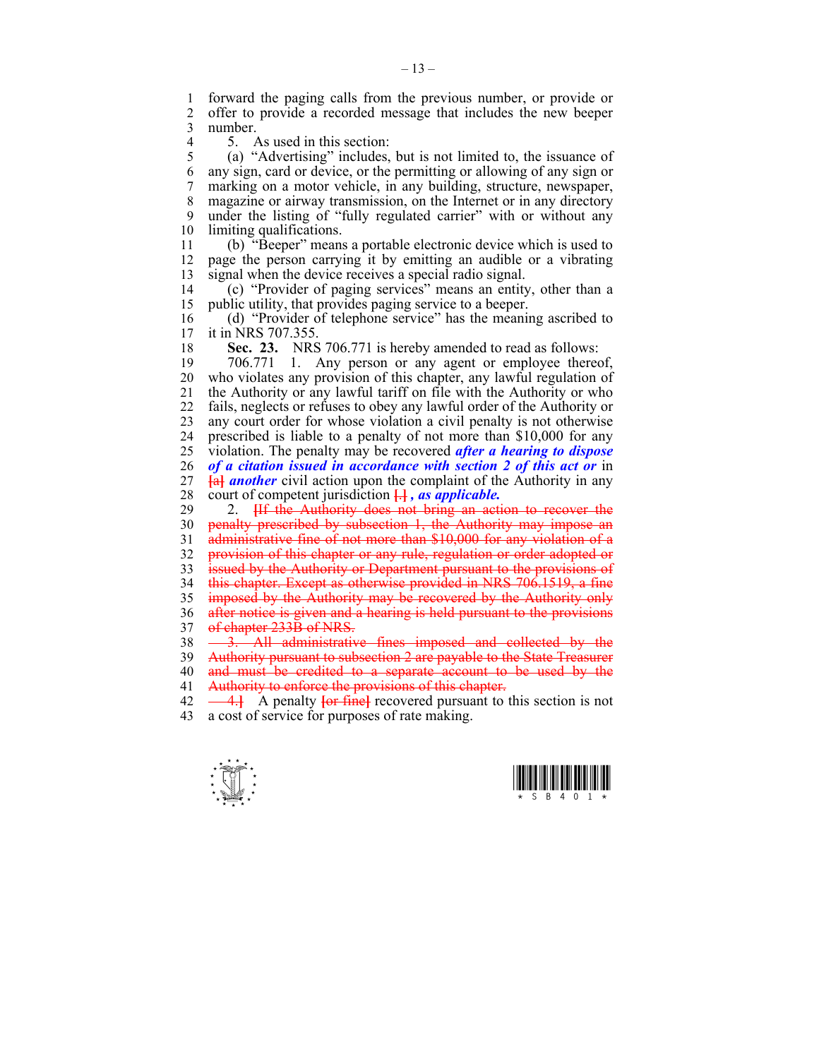forward the paging calls from the previous number, or provide or offer to provide a recorded message that includes the new beeper number.

5. As used in this section:

(a) "Advertising" includes, but is not limited to, the issuance of any sign, card or device, or the permitting or allowing of any sign or marking on a motor vehicle, in any building, structure, newspaper, magazine or airway transmission, on the Internet or in any directory under the listing of "fully regulated carrier" with or without any limiting qualifications.

(b) "Beeper" means a portable electronic device which is used to page the person carrying it by emitting an audible or a vibrating signal when the device receives a special radio signal.

(c) "Provider of paging services" means an entity, other than a public utility, that provides paging service to a beeper.

(d) "Provider of telephone service" has the meaning ascribed to it in NRS 707.355.

**Sec. 23.** NRS 706.771 is hereby amended to read as follows:

706.771 1. Any person or any agent or employee thereof, who violates any provision of this chapter, any lawful regulation of the Authority or any lawful tariff on file with the Authority or who fails, neglects or refuses to obey any lawful order of the Authority or any court order for whose violation a civil penalty is not otherwise prescribed is liable to a penalty of not more than $10,000 for any violation. The penalty may be recovered ***after a hearing to dispose of a citation issued in accordance with section 2 of this act or*** in ~~[a]~~ ***another*** civil action upon the complaint of the Authority in any court of competent jurisdiction ~~[.]~~ ***, as applicable.***

2. ~~[If the Authority does not bring an action to recover the penalty prescribed by subsection 1, the Authority may impose an administrative fine of not more than $10,000 for any violation of a provision of this chapter or any rule, regulation or order adopted or issued by the Authority or Department pursuant to the provisions of this chapter. Except as otherwise provided in NRS 706.1519, a fine imposed by the Authority may be recovered by the Authority only after notice is given and a hearing is held pursuant to the provisions of chapter 233B of NRS.~~

~~3. All administrative fines imposed and collected by the Authority pursuant to subsection 2 are payable to the State Treasurer and must be credited to a separate account to be used by the Authority to enforce the provisions of this chapter.~~

~~4.]~~ A penalty ~~[or fine]~~ recovered pursuant to this section is not a cost of service for purposes of rate making.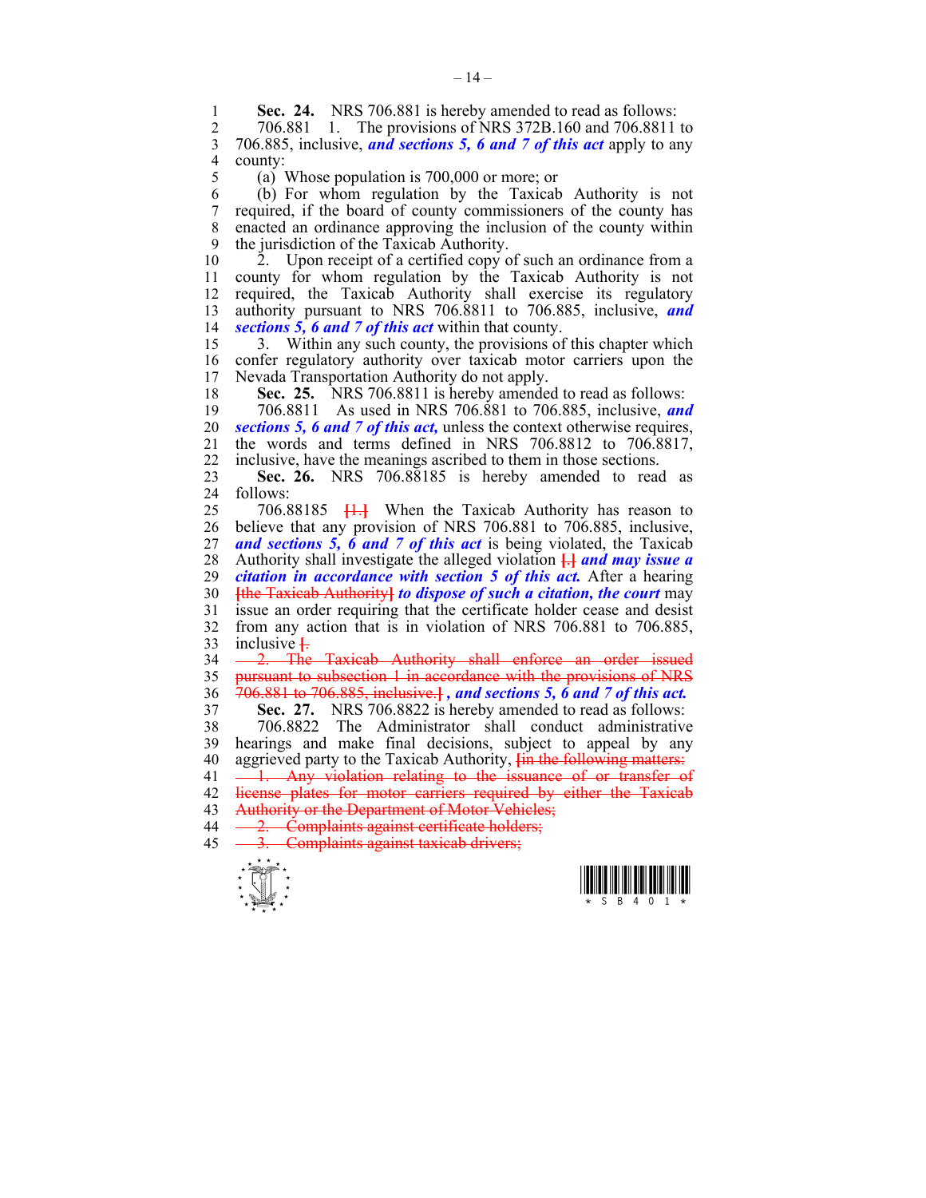**Sec. 24.** NRS 706.881 is hereby amended to read as follows:

706.881 1. The provisions of NRS 372B.160 and 706.8811 to 706.885, inclusive, ***and sections 5, 6 and 7 of this act*** apply to any county:

(a) Whose population is 700,000 or more; or

(b) For whom regulation by the Taxicab Authority is not required, if the board of county commissioners of the county has enacted an ordinance approving the inclusion of the county within the jurisdiction of the Taxicab Authority.

2. Upon receipt of a certified copy of such an ordinance from a county for whom regulation by the Taxicab Authority is not required, the Taxicab Authority shall exercise its regulatory authority pursuant to NRS 706.8811 to 706.885, inclusive, ***and sections 5, 6 and 7 of this act*** within that county.

3. Within any such county, the provisions of this chapter which confer regulatory authority over taxicab motor carriers upon the Nevada Transportation Authority do not apply.

**Sec. 25.** NRS 706.8811 is hereby amended to read as follows:

706.8811 As used in NRS 706.881 to 706.885, inclusive, ***and sections 5, 6 and 7 of this act,*** unless the context otherwise requires, the words and terms defined in NRS 706.8812 to 706.8817, inclusive, have the meanings ascribed to them in those sections.

**Sec. 26.** NRS 706.88185 is hereby amended to read as follows:

706.88185 ~~[1.]~~ When the Taxicab Authority has reason to believe that any provision of NRS 706.881 to 706.885, inclusive, ***and sections 5, 6 and 7 of this act*** is being violated, the Taxicab Authority shall investigate the alleged violation ~~[.]~~ ***and may issue a citation in accordance with section 5 of this act.*** After a hearing ~~[the Taxicab Authority]~~ ***to dispose of such a citation, the court*** may issue an order requiring that the certificate holder cease and desist from any action that is in violation of NRS 706.881 to 706.885, inclusive ~~[.~~

~~2. The Taxicab Authority shall enforce an order issued pursuant to subsection 1 in accordance with the provisions of NRS 706.881 to 706.885, inclusive.]~~ ***, and sections 5, 6 and 7 of this act.***

**Sec. 27.** NRS 706.8822 is hereby amended to read as follows:

706.8822 The Administrator shall conduct administrative hearings and make final decisions, subject to appeal by any aggrieved party to the Taxicab Authority, ~~[in the following matters:~~

~~1. Any violation relating to the issuance of or transfer of license plates for motor carriers required by either the Taxicab Authority or the Department of Motor Vehicles;~~

~~2. Complaints against certificate holders;~~

~~3. Complaints against taxicab drivers;~~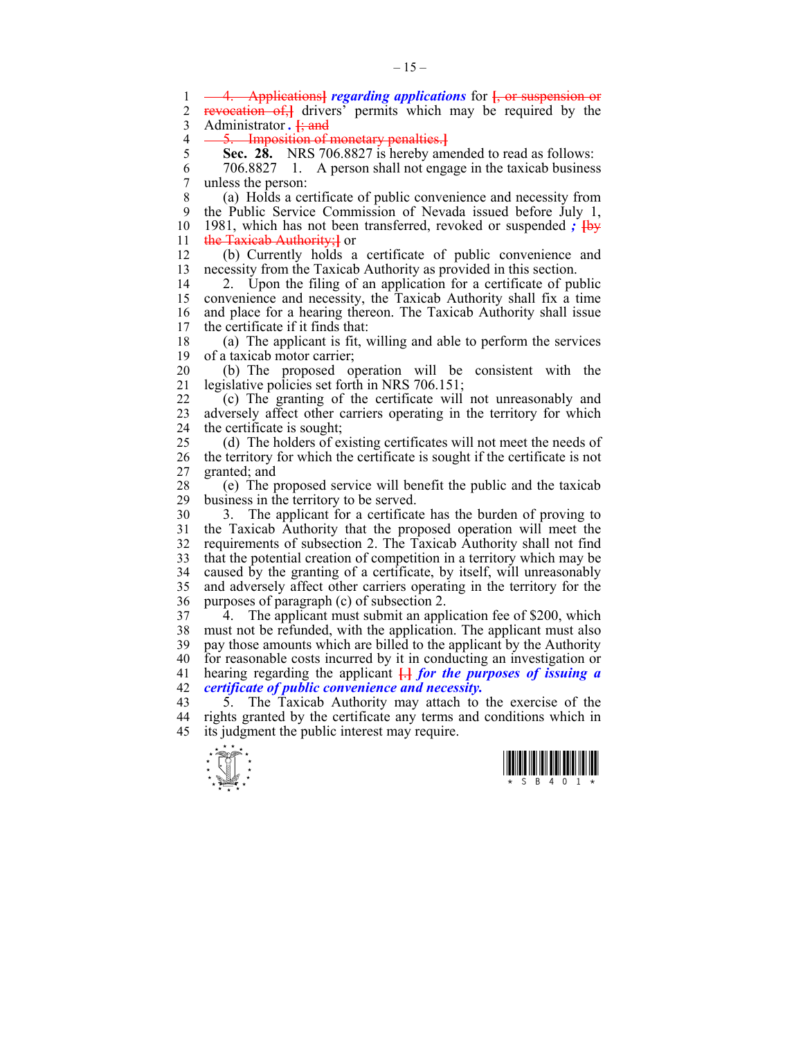~~4. Applications]~~ ***regarding applications*** for ~~[, or suspension or revocation of,]~~ drivers' permits which may be required by the Administrator ***.*** ~~[; and~~

~~5. Imposition of monetary penalties.]~~

**Sec. 28.** NRS 706.8827 is hereby amended to read as follows:

706.8827 1. A person shall not engage in the taxicab business unless the person:

(a) Holds a certificate of public convenience and necessity from the Public Service Commission of Nevada issued before July 1, 1981, which has not been transferred, revoked or suspended ***;*** ~~[by the Taxicab Authority;]~~ or

(b) Currently holds a certificate of public convenience and necessity from the Taxicab Authority as provided in this section.

2. Upon the filing of an application for a certificate of public convenience and necessity, the Taxicab Authority shall fix a time and place for a hearing thereon. The Taxicab Authority shall issue the certificate if it finds that:

(a) The applicant is fit, willing and able to perform the services of a taxicab motor carrier;

(b) The proposed operation will be consistent with the legislative policies set forth in NRS 706.151;

(c) The granting of the certificate will not unreasonably and adversely affect other carriers operating in the territory for which the certificate is sought;

(d) The holders of existing certificates will not meet the needs of the territory for which the certificate is sought if the certificate is not granted; and

(e) The proposed service will benefit the public and the taxicab business in the territory to be served.

3. The applicant for a certificate has the burden of proving to the Taxicab Authority that the proposed operation will meet the requirements of subsection 2. The Taxicab Authority shall not find that the potential creation of competition in a territory which may be caused by the granting of a certificate, by itself, will unreasonably and adversely affect other carriers operating in the territory for the purposes of paragraph (c) of subsection 2.

4. The applicant must submit an application fee of $200, which must not be refunded, with the application. The applicant must also pay those amounts which are billed to the applicant by the Authority for reasonable costs incurred by it in conducting an investigation or hearing regarding the applicant ~~[.]~~ ***for the purposes of issuing a certificate of public convenience and necessity.***

5. The Taxicab Authority may attach to the exercise of the rights granted by the certificate any terms and conditions which in its judgment the public interest may require.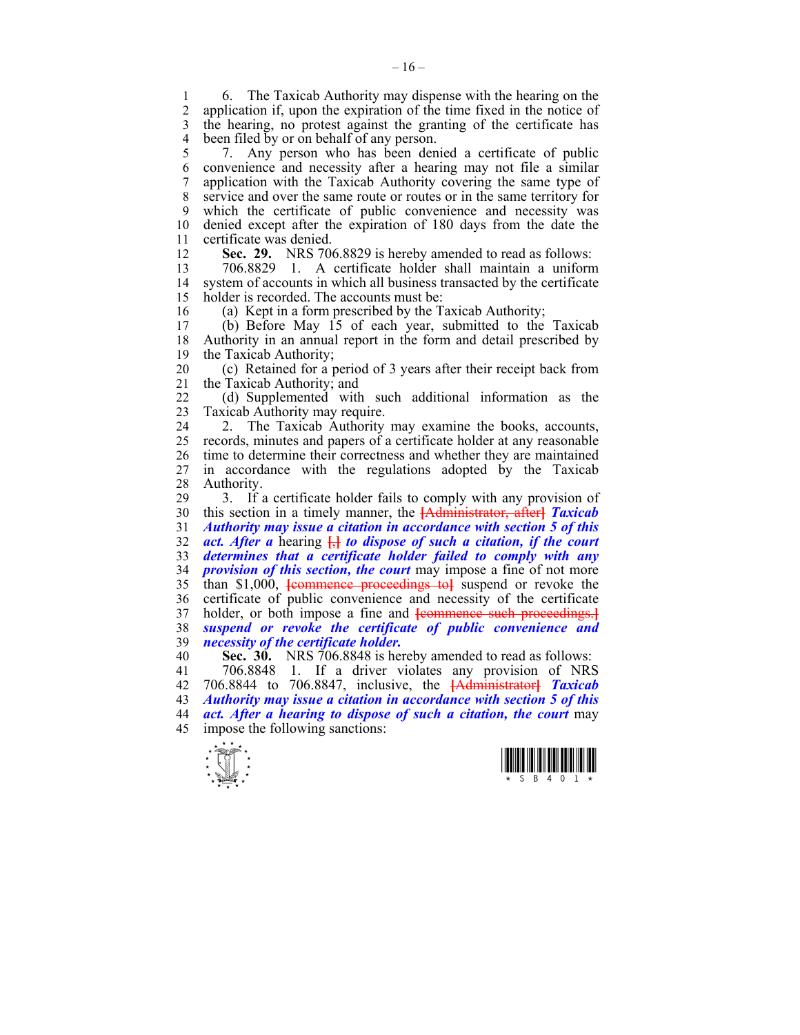6. The Taxicab Authority may dispense with the hearing on the application if, upon the expiration of the time fixed in the notice of the hearing, no protest against the granting of the certificate has been filed by or on behalf of any person.

7. Any person who has been denied a certificate of public convenience and necessity after a hearing may not file a similar application with the Taxicab Authority covering the same type of service and over the same route or routes or in the same territory for which the certificate of public convenience and necessity was denied except after the expiration of 180 days from the date the certificate was denied.

**Sec. 29.** NRS 706.8829 is hereby amended to read as follows:

706.8829 1. A certificate holder shall maintain a uniform system of accounts in which all business transacted by the certificate holder is recorded. The accounts must be:

(a) Kept in a form prescribed by the Taxicab Authority;

(b) Before May 15 of each year, submitted to the Taxicab Authority in an annual report in the form and detail prescribed by the Taxicab Authority;

(c) Retained for a period of 3 years after their receipt back from the Taxicab Authority; and

(d) Supplemented with such additional information as the Taxicab Authority may require.

2. The Taxicab Authority may examine the books, accounts, records, minutes and papers of a certificate holder at any reasonable time to determine their correctness and whether they are maintained in accordance with the regulations adopted by the Taxicab Authority.

3. If a certificate holder fails to comply with any provision of this section in a timely manner, the ~~[Administrator, after]~~ ***Taxicab Authority may issue a citation in accordance with section 5 of this act. After a*** hearing ~~[,]~~ ***to dispose of such a citation, if the court determines that a certificate holder failed to comply with any provision of this section, the court*** may impose a fine of not more than $1,000, ~~[commence proceedings to]~~ suspend or revoke the certificate of public convenience and necessity of the certificate holder, or both impose a fine and ~~[commence such proceedings.]~~ ***suspend or revoke the certificate of public convenience and necessity of the certificate holder.***

**Sec. 30.** NRS 706.8848 is hereby amended to read as follows:

706.8848 1. If a driver violates any provision of NRS 706.8844 to 706.8847, inclusive, the ~~[Administrator]~~ ***Taxicab Authority may issue a citation in accordance with section 5 of this act. After a hearing to dispose of such a citation, the court*** may impose the following sanctions: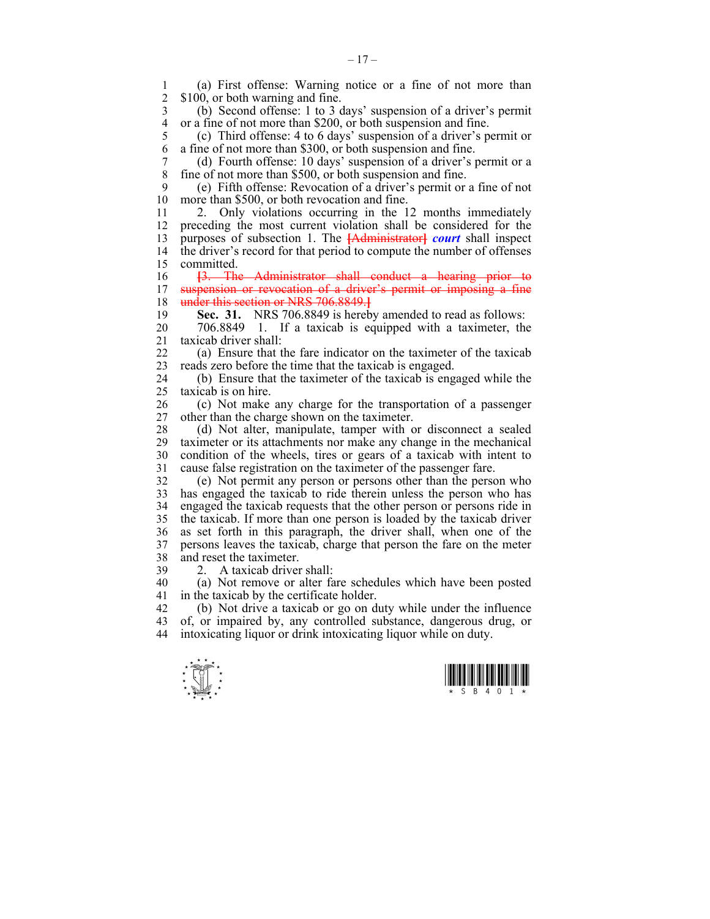(a) First offense: Warning notice or a fine of not more than $100, or both warning and fine.

(b) Second offense: 1 to 3 days' suspension of a driver's permit or a fine of not more than $200, or both suspension and fine.

(c) Third offense: 4 to 6 days' suspension of a driver's permit or a fine of not more than $300, or both suspension and fine.

(d) Fourth offense: 10 days' suspension of a driver's permit or a fine of not more than $500, or both suspension and fine.

(e) Fifth offense: Revocation of a driver's permit or a fine of not more than $500, or both revocation and fine.

2. Only violations occurring in the 12 months immediately preceding the most current violation shall be considered for the purposes of subsection 1. The ~~[Administrator]~~ ***court*** shall inspect the driver's record for that period to compute the number of offenses committed.

~~[3. The Administrator shall conduct a hearing prior to suspension or revocation of a driver's permit or imposing a fine under this section or NRS 706.8849.]~~

**Sec. 31.** NRS 706.8849 is hereby amended to read as follows:

706.8849 1. If a taxicab is equipped with a taximeter, the taxicab driver shall:

(a) Ensure that the fare indicator on the taximeter of the taxicab reads zero before the time that the taxicab is engaged.

(b) Ensure that the taximeter of the taxicab is engaged while the taxicab is on hire.

(c) Not make any charge for the transportation of a passenger other than the charge shown on the taximeter.

(d) Not alter, manipulate, tamper with or disconnect a sealed taximeter or its attachments nor make any change in the mechanical condition of the wheels, tires or gears of a taxicab with intent to cause false registration on the taximeter of the passenger fare.

(e) Not permit any person or persons other than the person who has engaged the taxicab to ride therein unless the person who has engaged the taxicab requests that the other person or persons ride in the taxicab. If more than one person is loaded by the taxicab driver as set forth in this paragraph, the driver shall, when one of the persons leaves the taxicab, charge that person the fare on the meter and reset the taximeter.

2. A taxicab driver shall:

(a) Not remove or alter fare schedules which have been posted in the taxicab by the certificate holder.

(b) Not drive a taxicab or go on duty while under the influence of, or impaired by, any controlled substance, dangerous drug, or intoxicating liquor or drink intoxicating liquor while on duty.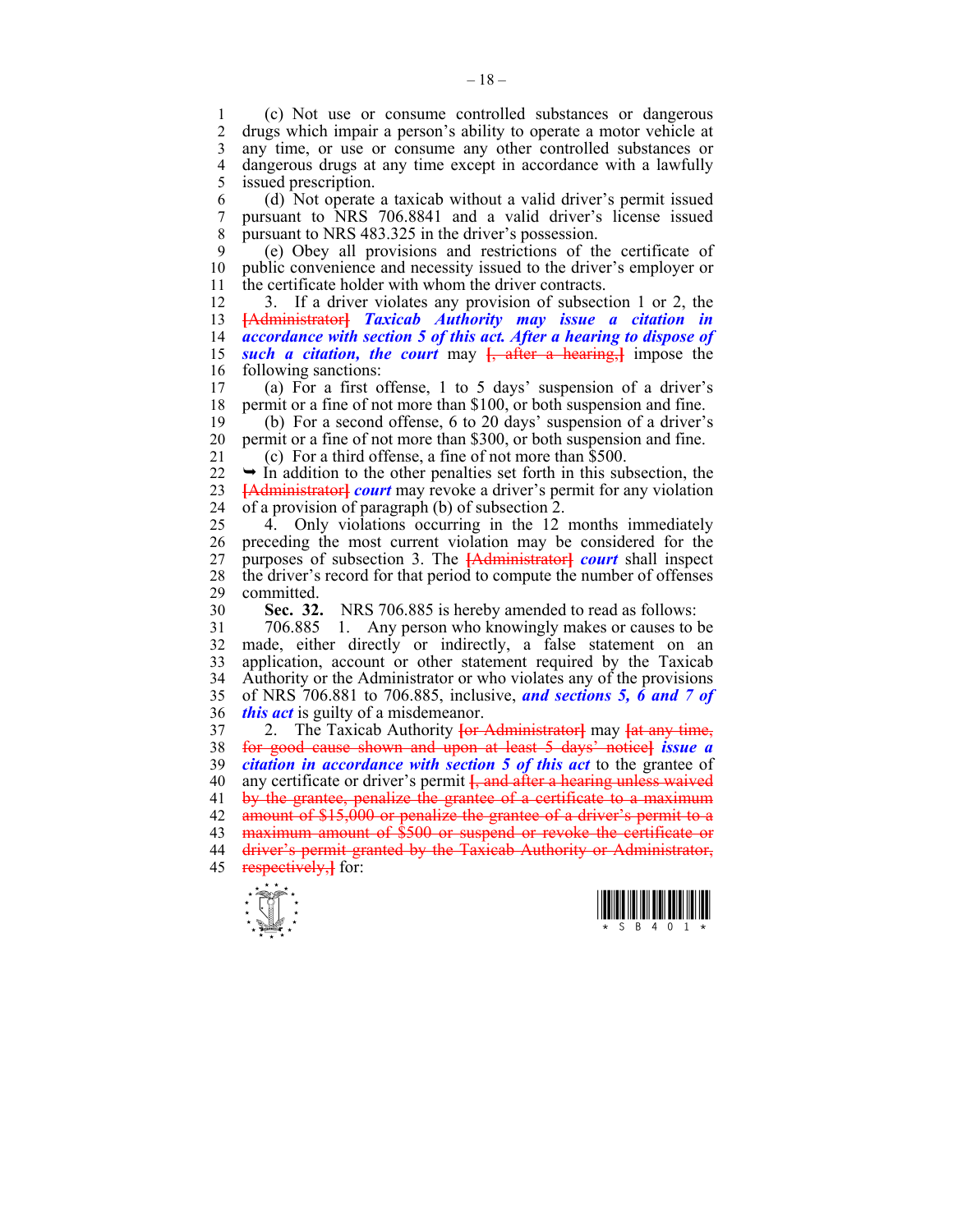(c) Not use or consume controlled substances or dangerous drugs which impair a person's ability to operate a motor vehicle at any time, or use or consume any other controlled substances or dangerous drugs at any time except in accordance with a lawfully issued prescription.

(d) Not operate a taxicab without a valid driver's permit issued pursuant to NRS 706.8841 and a valid driver's license issued pursuant to NRS 483.325 in the driver's possession.

(e) Obey all provisions and restrictions of the certificate of public convenience and necessity issued to the driver's employer or the certificate holder with whom the driver contracts.

3. If a driver violates any provision of subsection 1 or 2, the ~~[Administrator]~~ ***Taxicab Authority may issue a citation in accordance with section 5 of this act. After a hearing to dispose of such a citation, the court*** may ~~[, after a hearing,]~~ impose the following sanctions:

(a) For a first offense, 1 to 5 days' suspension of a driver's permit or a fine of not more than $100, or both suspension and fine.

(b) For a second offense, 6 to 20 days' suspension of a driver's permit or a fine of not more than $300, or both suspension and fine.

(c) For a third offense, a fine of not more than $500.

➥ In addition to the other penalties set forth in this subsection, the ~~[Administrator]~~ ***court*** may revoke a driver's permit for any violation of a provision of paragraph (b) of subsection 2.

4. Only violations occurring in the 12 months immediately preceding the most current violation may be considered for the purposes of subsection 3. The ~~[Administrator]~~ ***court*** shall inspect the driver's record for that period to compute the number of offenses committed.

**Sec. 32.** NRS 706.885 is hereby amended to read as follows:

706.885 1. Any person who knowingly makes or causes to be made, either directly or indirectly, a false statement on an application, account or other statement required by the Taxicab Authority or the Administrator or who violates any of the provisions of NRS 706.881 to 706.885, inclusive, ***and sections 5, 6 and 7 of this act*** is guilty of a misdemeanor.

2. The Taxicab Authority ~~[or Administrator]~~ may ~~[at any time, for good cause shown and upon at least 5 days' notice]~~ ***issue a citation in accordance with section 5 of this act*** to the grantee of any certificate or driver's permit ~~[, and after a hearing unless waived by the grantee, penalize the grantee of a certificate to a maximum amount of $15,000 or penalize the grantee of a driver's permit to a maximum amount of $500 or suspend or revoke the certificate or driver's permit granted by the Taxicab Authority or Administrator, respectively,]~~ for: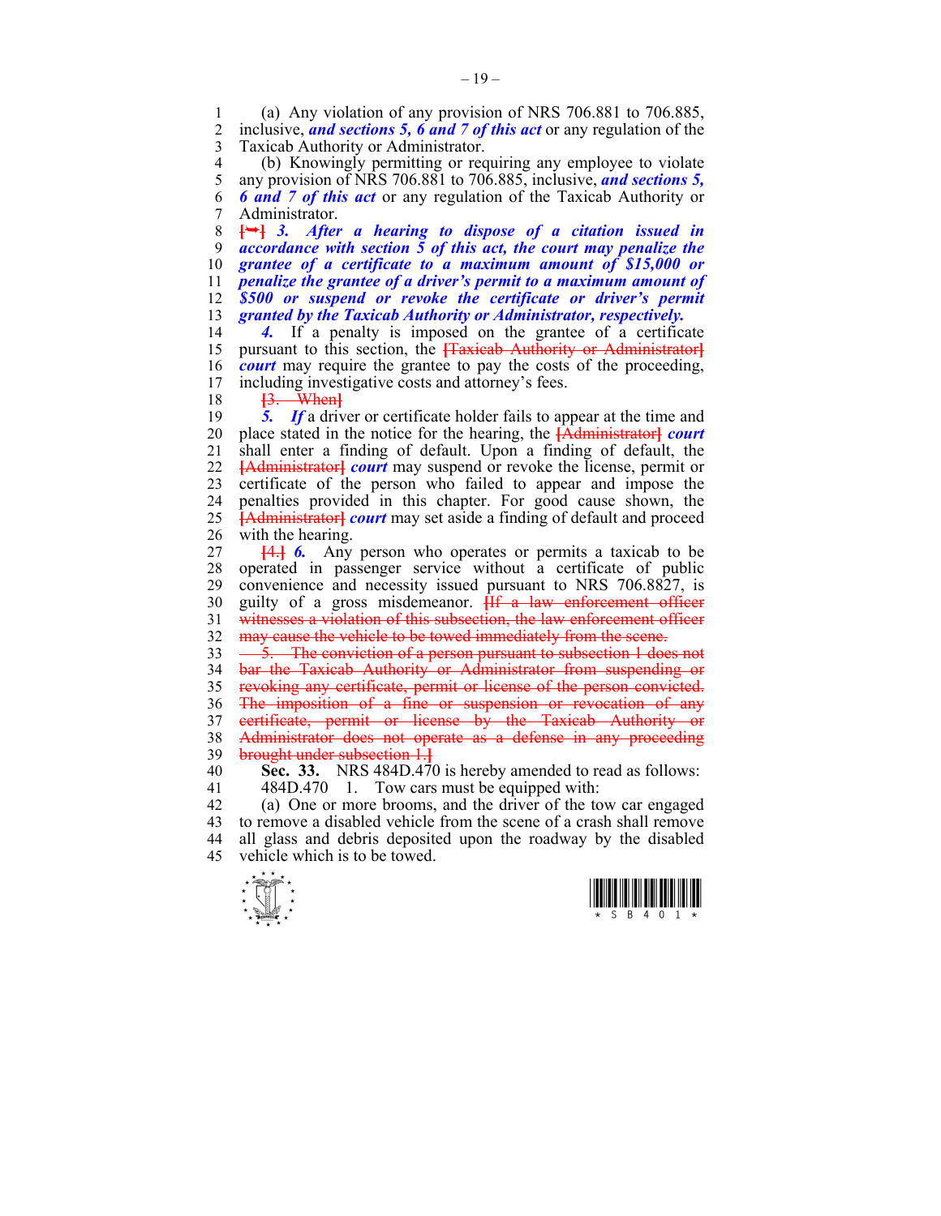(a) Any violation of any provision of NRS 706.881 to 706.885, inclusive, ***and sections 5, 6 and 7 of this act*** or any regulation of the Taxicab Authority or Administrator.

(b) Knowingly permitting or requiring any employee to violate any provision of NRS 706.881 to 706.885, inclusive, ***and sections 5, 6 and 7 of this act*** or any regulation of the Taxicab Authority or Administrator.

~~[➡]~~ ***3. After a hearing to dispose of a citation issued in accordance with section 5 of this act, the court may penalize the grantee of a certificate to a maximum amount of $15,000 or penalize the grantee of a driver's permit to a maximum amount of $500 or suspend or revoke the certificate or driver's permit granted by the Taxicab Authority or Administrator, respectively.***

***4.*** If a penalty is imposed on the grantee of a certificate pursuant to this section, the ~~[Taxicab Authority or Administrator]~~ ***court*** may require the grantee to pay the costs of the proceeding, including investigative costs and attorney's fees.

~~[3. When]~~

***5. If*** a driver or certificate holder fails to appear at the time and place stated in the notice for the hearing, the ~~[Administrator]~~ ***court*** shall enter a finding of default. Upon a finding of default, the ~~[Administrator]~~ ***court*** may suspend or revoke the license, permit or certificate of the person who failed to appear and impose the penalties provided in this chapter. For good cause shown, the ~~[Administrator]~~ ***court*** may set aside a finding of default and proceed with the hearing.

~~[4.]~~ ***6.*** Any person who operates or permits a taxicab to be operated in passenger service without a certificate of public convenience and necessity issued pursuant to NRS 706.8827, is guilty of a gross misdemeanor. ~~[If a law enforcement officer witnesses a violation of this subsection, the law enforcement officer may cause the vehicle to be towed immediately from the scene.~~

~~5. The conviction of a person pursuant to subsection 1 does not bar the Taxicab Authority or Administrator from suspending or revoking any certificate, permit or license of the person convicted. The imposition of a fine or suspension or revocation of any certificate, permit or license by the Taxicab Authority or Administrator does not operate as a defense in any proceeding brought under subsection 1.]~~

**Sec. 33.** NRS 484D.470 is hereby amended to read as follows:

484D.470 1. Tow cars must be equipped with:

(a) One or more brooms, and the driver of the tow car engaged to remove a disabled vehicle from the scene of a crash shall remove all glass and debris deposited upon the roadway by the disabled vehicle which is to be towed.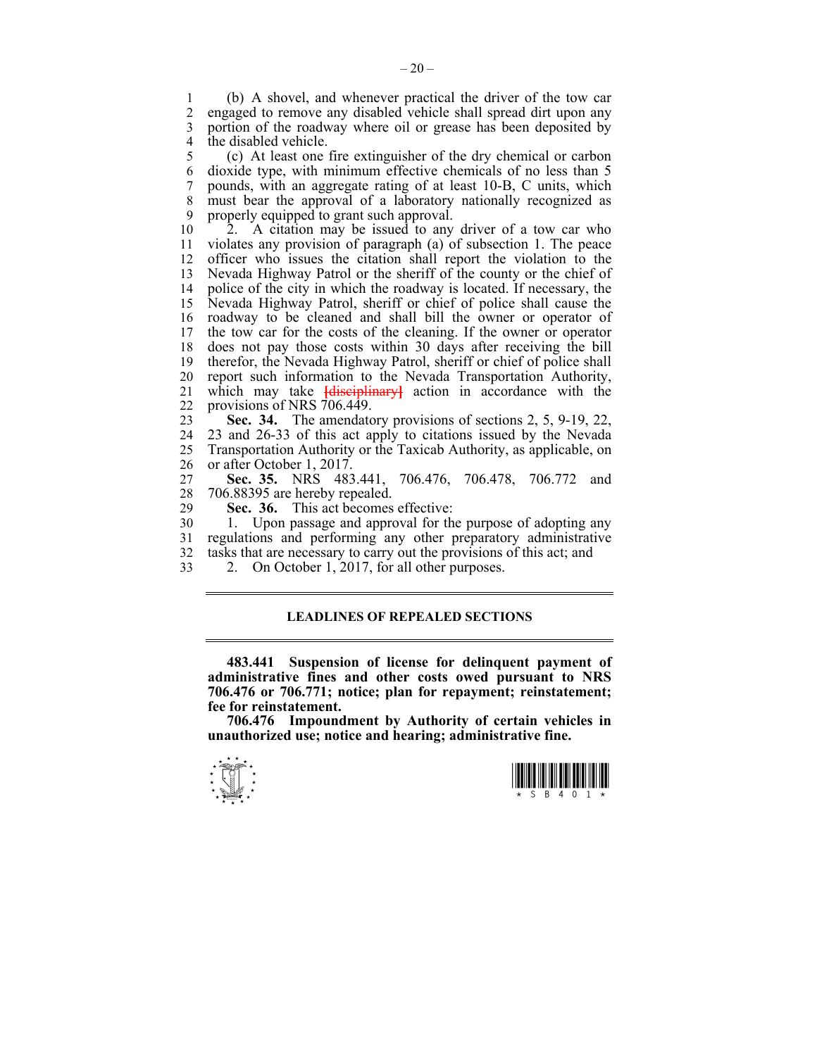(b) A shovel, and whenever practical the driver of the tow car engaged to remove any disabled vehicle shall spread dirt upon any portion of the roadway where oil or grease has been deposited by the disabled vehicle.

(c) At least one fire extinguisher of the dry chemical or carbon dioxide type, with minimum effective chemicals of no less than 5 pounds, with an aggregate rating of at least 10-B, C units, which must bear the approval of a laboratory nationally recognized as properly equipped to grant such approval.

2. A citation may be issued to any driver of a tow car who violates any provision of paragraph (a) of subsection 1. The peace officer who issues the citation shall report the violation to the Nevada Highway Patrol or the sheriff of the county or the chief of police of the city in which the roadway is located. If necessary, the Nevada Highway Patrol, sheriff or chief of police shall cause the roadway to be cleaned and shall bill the owner or operator of the tow car for the costs of the cleaning. If the owner or operator does not pay those costs within 30 days after receiving the bill therefor, the Nevada Highway Patrol, sheriff or chief of police shall report such information to the Nevada Transportation Authority, which may take [disciplinary] action in accordance with the provisions of NRS 706.449.

**Sec. 34.** The amendatory provisions of sections 2, 5, 9-19, 22, 23 and 26-33 of this act apply to citations issued by the Nevada Transportation Authority or the Taxicab Authority, as applicable, on or after October 1, 2017.

**Sec. 35.** NRS 483.441, 706.476, 706.478, 706.772 and 706.88395 are hereby repealed.

**Sec. 36.** This act becomes effective:

1. Upon passage and approval for the purpose of adopting any regulations and performing any other preparatory administrative tasks that are necessary to carry out the provisions of this act; and

2. On October 1, 2017, for all other purposes.

---

## LEADLINES OF REPEALED SECTIONS

---

**483.441 Suspension of license for delinquent payment of administrative fines and other costs owed pursuant to NRS 706.476 or 706.771; notice; plan for repayment; reinstatement; fee for reinstatement.**

**706.476 Impoundment by Authority of certain vehicles in unauthorized use; notice and hearing; administrative fine.**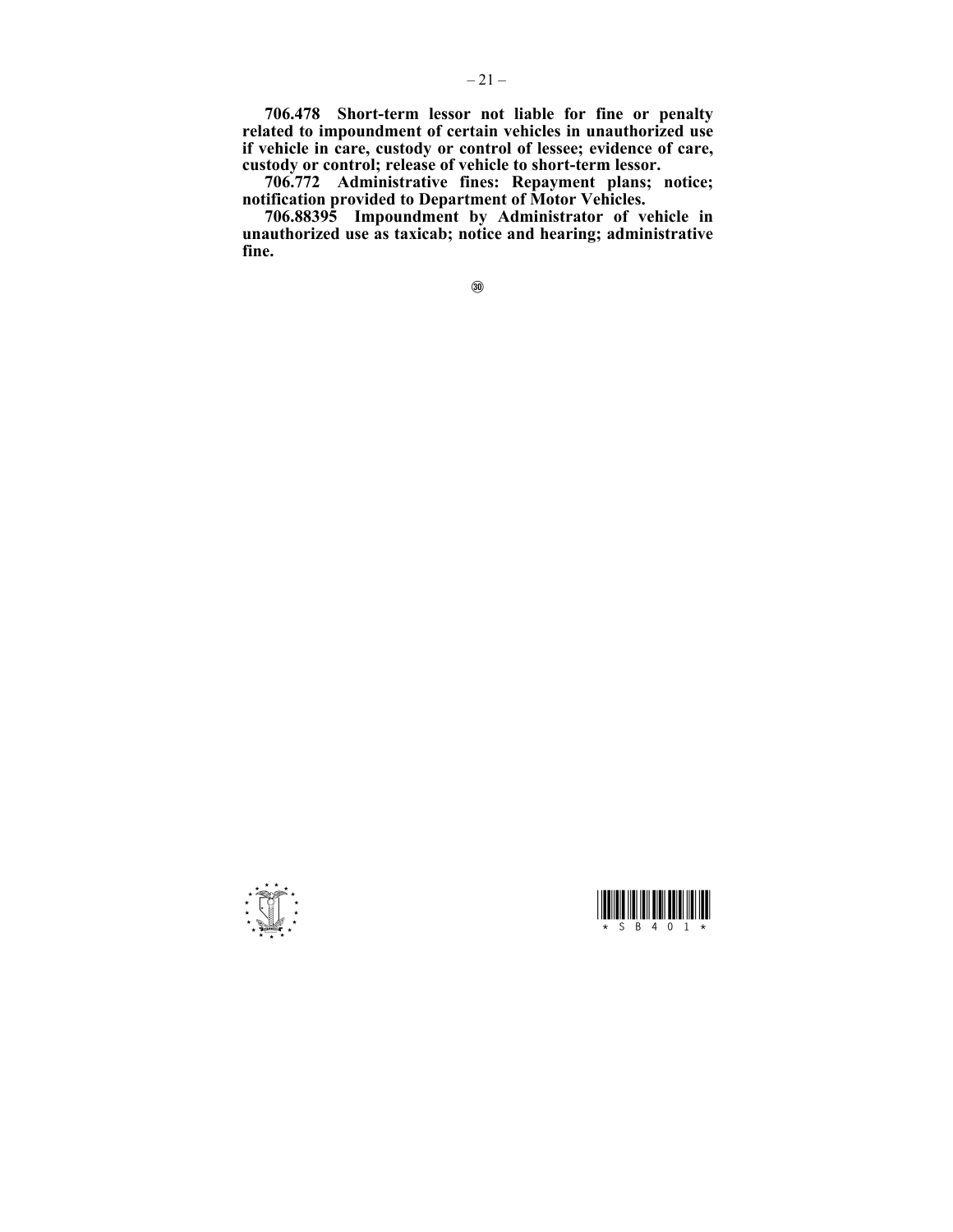**706.478 Short-term lessor not liable for fine or penalty related to impoundment of certain vehicles in unauthorized use if vehicle in care, custody or control of lessee; evidence of care, custody or control; release of vehicle to short-term lessor.**

**706.772 Administrative fines: Repayment plans; notice; notification provided to Department of Motor Vehicles.**

**706.88395 Impoundment by Administrator of vehicle in unauthorized use as taxicab; notice and hearing; administrative fine.**

㉚